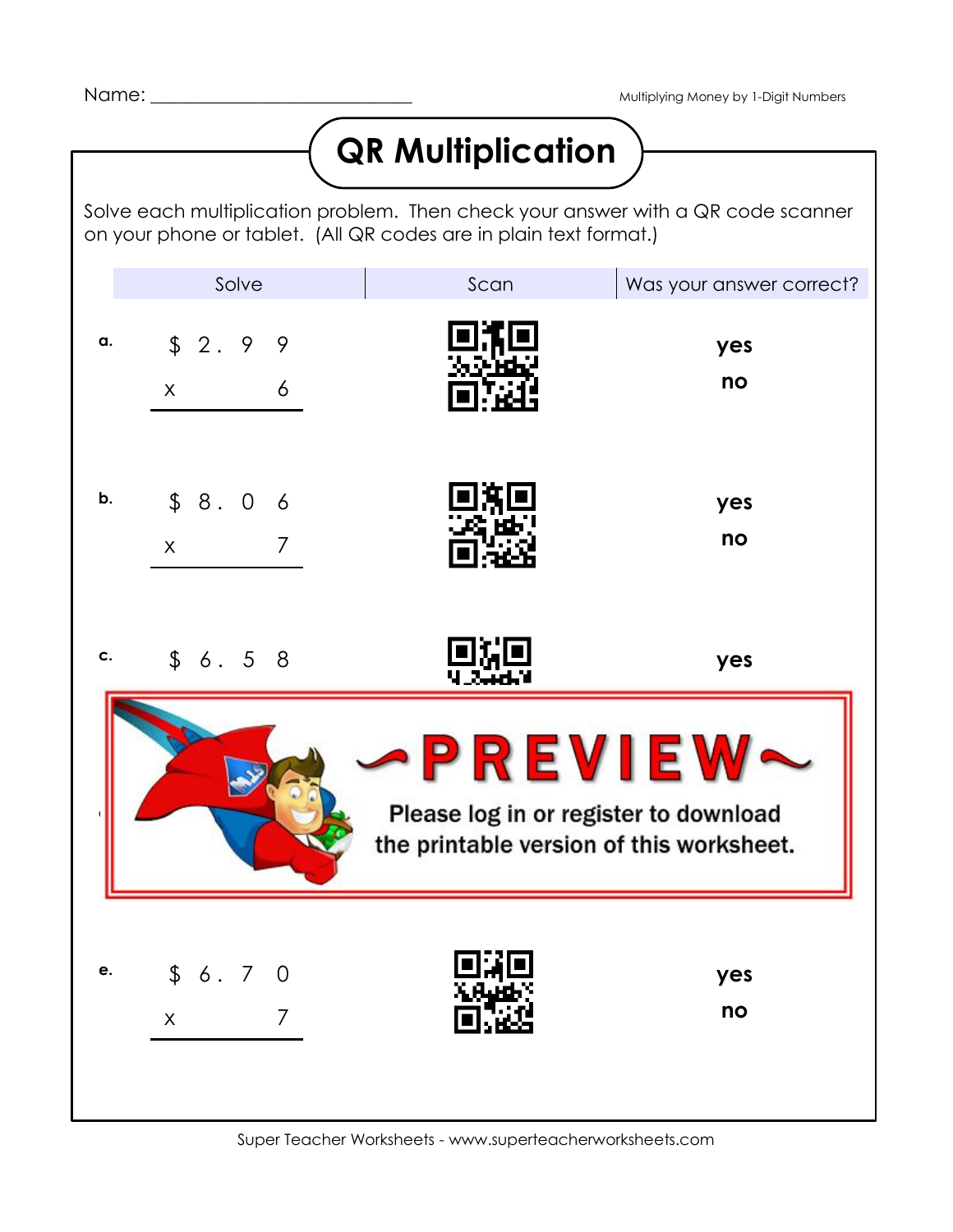Name: ___________________________

# QR Multiplication

Solve each multiplication problem. Then check your answer with a QR code scanner on your phone or tablet. (All QR codes are in plain text format.)

| Solve | Scan | Was your answer correct? |
|---|---|---|
| **a.** $\$2.99 \times 6$ | | **yes** / **no** |
| **b.** $\$8.06 \times 7$ | | **yes** / **no** |
| **c.** $\$6.58$ | | **yes** |
| **e.** $\$6.70 \times 7$ | | **yes** / **no** |

**~PREVIEW~**

Please log in or register to download the printable version of this worksheet.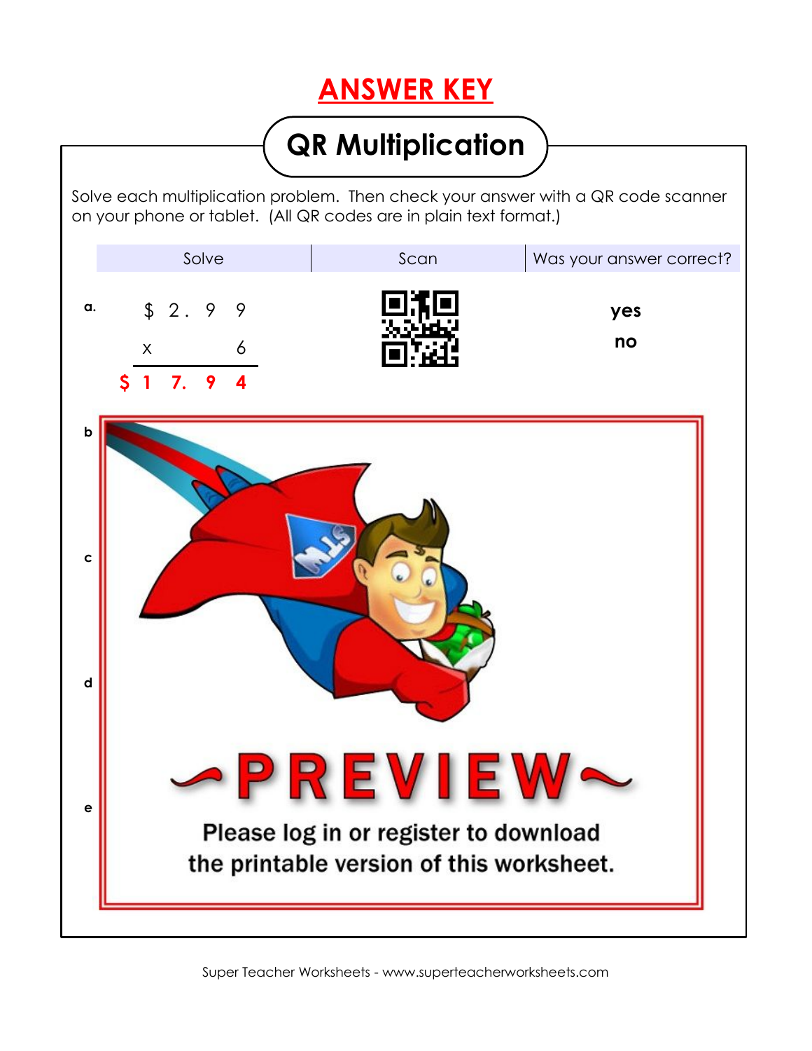# ANSWER KEY

## QR Multiplication

Solve each multiplication problem. Then check your answer with a QR code scanner on your phone or tablet. (All QR codes are in plain text format.)

| Solve | Scan | Was your answer correct? |
| --- | --- | --- |
| **a.** $\begin{array}{r} \$2.99 \\ \times \quad 6 \\ \hline \$17.94 \end{array}$ | | **yes** **no** |
| **b** | | |
| **c** | | |
| **d** | | |
| **e** | | |

~PREVIEW~

Please log in or register to download the printable version of this worksheet.

Super Teacher Worksheets - www.superteacherworksheets.com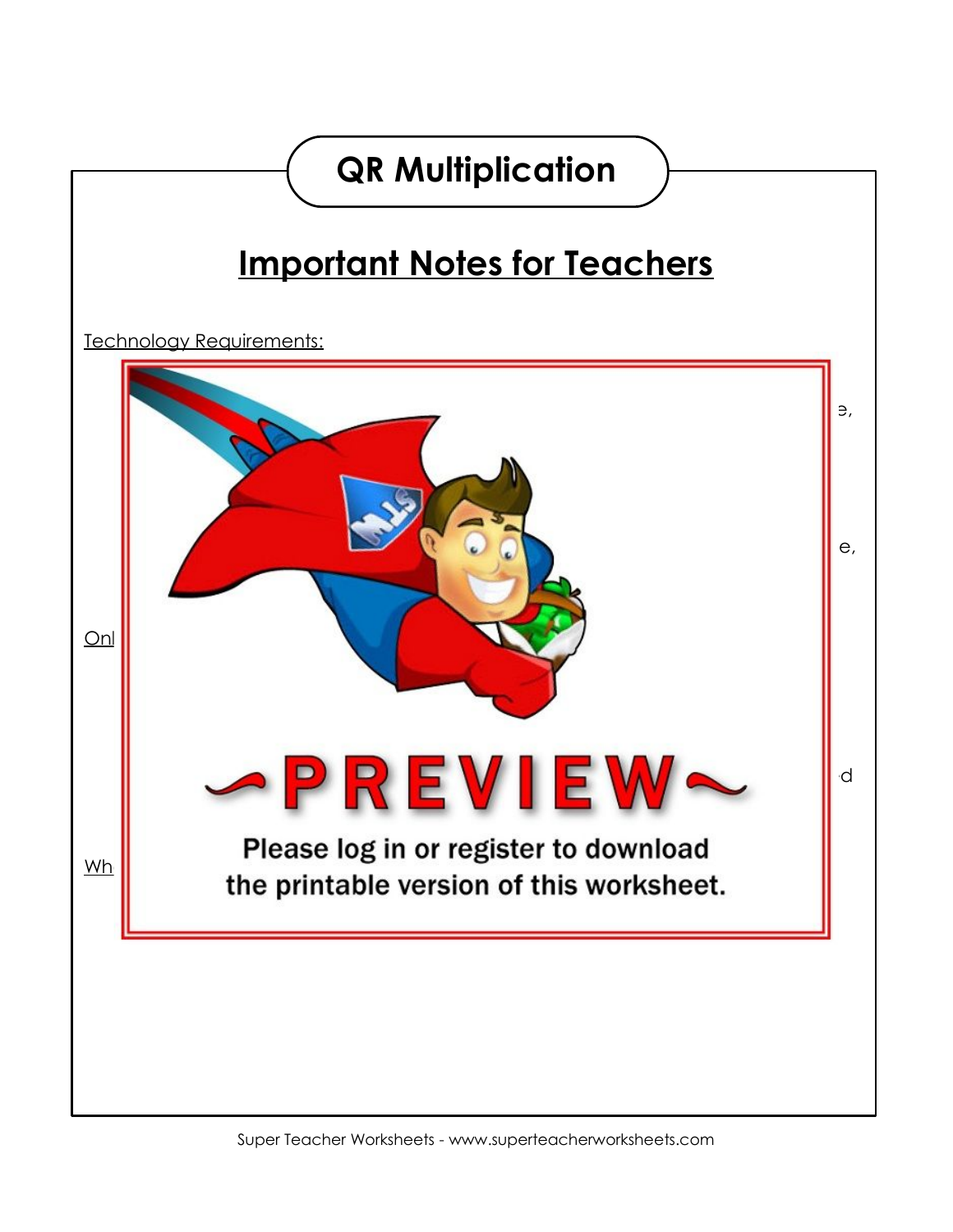# QR Multiplication

## Important Notes for Teachers

Technology Requirements: